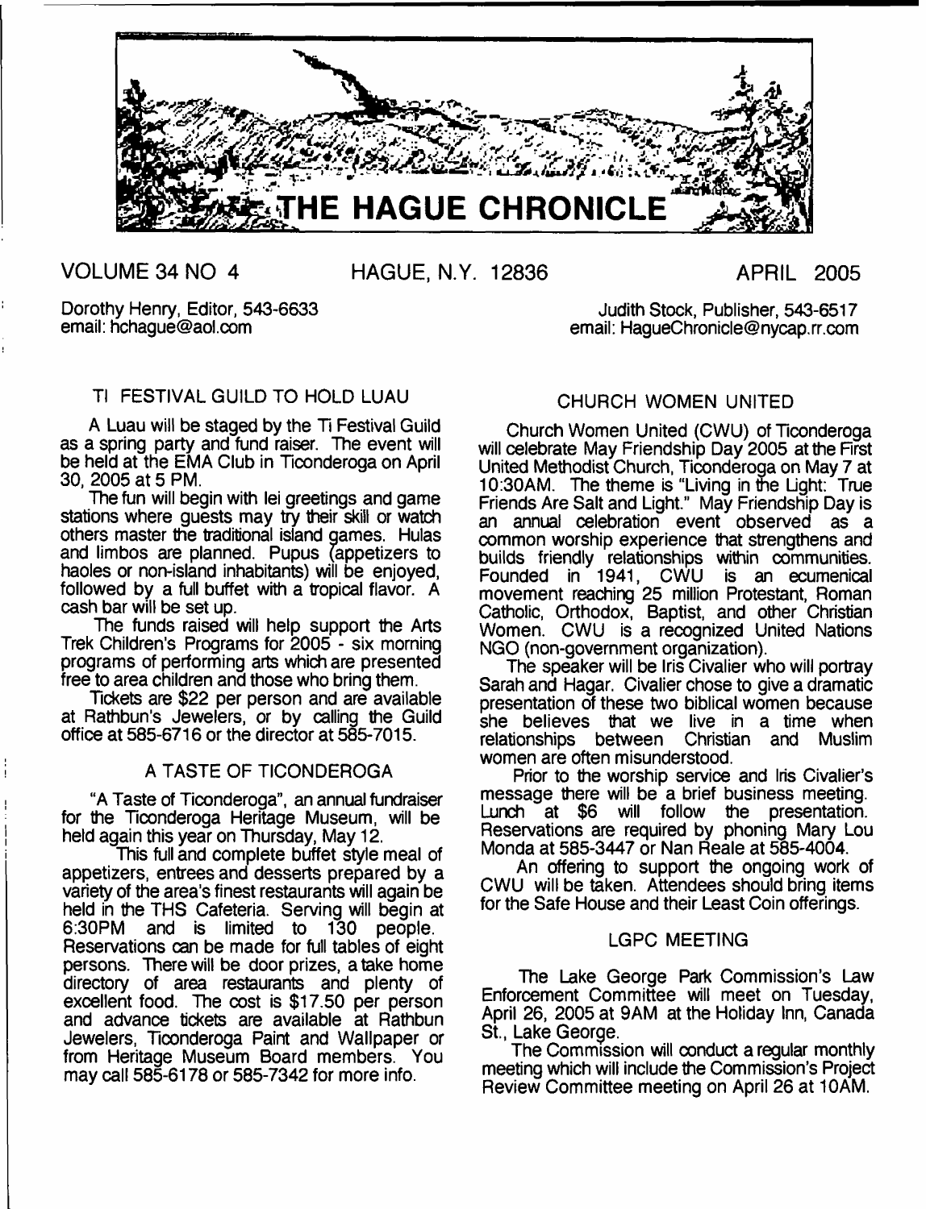# THE HAGUE CHRONICLE

VOLUME 34 NO 4 HAGUE, N.Y. 12836 APRIL 2005

Dorothy Henry, Editor, 543-6633
email: hchague@aol.com

Judith Stock, Publisher, 543-6517
email: HagueChronicle@nycap.rr.com

## TI FESTIVAL GUILD TO HOLD LUAU

A Luau will be staged by the Ti Festival Guild as a spring party and fund raiser. The event will be held at the EMA Club in Ticonderoga on April 30, 2005 at 5 PM.

The fun will begin with lei greetings and game stations where guests may try their skill or watch others master the traditional island games. Hulas and limbos are planned. Pupus (appetizers to haoles or non-island inhabitants) will be enjoyed, followed by a full buffet with a tropical flavor. A cash bar will be set up.

The funds raised will help support the Arts Trek Children's Programs for 2005 - six morning programs of performing arts which are presented free to area children and those who bring them.

Tickets are $22 per person and are available at Rathbun's Jewelers, or by calling the Guild office at 585-6716 or the director at 585-7015.

## A TASTE OF TICONDEROGA

"A Taste of Ticonderoga", an annual fundraiser for the Ticonderoga Heritage Museum, will be held again this year on Thursday, May 12.

This full and complete buffet style meal of appetizers, entrees and desserts prepared by a variety of the area's finest restaurants will again be held in the THS Cafeteria. Serving will begin at 6:30PM and is limited to 130 people. Reservations can be made for full tables of eight persons. There will be door prizes, a take home directory of area restaurants and plenty of excellent food. The cost is $17.50 per person and advance tickets are available at Rathbun Jewelers, Ticonderoga Paint and Wallpaper or from Heritage Museum Board members. You may call 585-6178 or 585-7342 for more info.

## CHURCH WOMEN UNITED

Church Women United (CWU) of Ticonderoga will celebrate May Friendship Day 2005 at the First United Methodist Church, Ticonderoga on May 7 at 10:30AM. The theme is "Living in the Light: True Friends Are Salt and Light." May Friendship Day is an annual celebration event observed as a common worship experience that strengthens and builds friendly relationships within communities. Founded in 1941, CWU is an ecumenical movement reaching 25 million Protestant, Roman Catholic, Orthodox, Baptist, and other Christian Women. CWU is a recognized United Nations NGO (non-government organization).

The speaker will be Iris Civalier who will portray Sarah and Hagar. Civalier chose to give a dramatic presentation of these two biblical women because she believes that we live in a time when relationships between Christian and Muslim women are often misunderstood.

Prior to the worship service and Iris Civalier's message there will be a brief business meeting. Lunch at $6 will follow the presentation. Reservations are required by phoning Mary Lou Monda at 585-3447 or Nan Reale at 585-4004.

An offering to support the ongoing work of CWU will be taken. Attendees should bring items for the Safe House and their Least Coin offerings.

## LGPC MEETING

The Lake George Park Commission's Law Enforcement Committee will meet on Tuesday, April 26, 2005 at 9AM at the Holiday Inn, Canada St., Lake George.

The Commission will conduct a regular monthly meeting which will include the Commission's Project Review Committee meeting on April 26 at 10AM.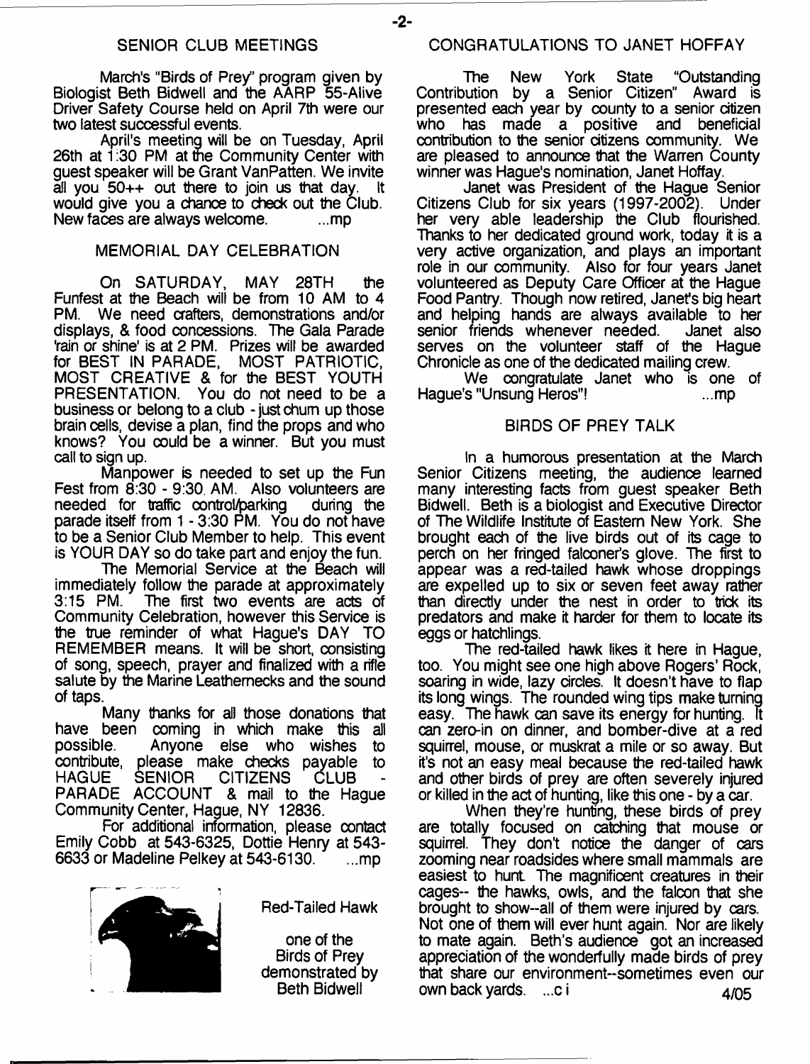## SENIOR CLUB MEETINGS

March's "Birds of Prey" program given by Biologist Beth Bidwell and the AARP 55-Alive Driver Safety Course held on April 7th were our two latest successful events.

April's meeting will be on Tuesday, April 26th at 1:30 PM at the Community Center with guest speaker will be Grant VanPatten. We invite all you 50++ out there to join us that day. It would give you a chance to check out the Club. New faces are always welcome. ...mp

## MEMORIAL DAY CELEBRATION

On SATURDAY, MAY 28TH the Funfest at the Beach will be from 10 AM to 4 PM. We need crafters, demonstrations and/or displays, & food concessions. The Gala Parade 'rain or shine' is at 2 PM. Prizes will be awarded for BEST IN PARADE, MOST PATRIOTIC, MOST CREATIVE & for the BEST YOUTH PRESENTATION. You do not need to be a business or belong to a club - just chum up those brain cells, devise a plan, find the props and who knows? You could be a winner. But you must call to sign up.

Manpower is needed to set up the Fun Fest from 8:30 - 9:30 AM. Also volunteers are needed for traffic control/parking during the parade itself from 1 - 3:30 PM. You do not have to be a Senior Club Member to help. This event is YOUR DAY so do take part and enjoy the fun.

The Memorial Service at the Beach will immediately follow the parade at approximately 3:15 PM. The first two events are acts of Community Celebration, however this Service is the true reminder of what Hague's DAY TO REMEMBER means. It will be short, consisting of song, speech, prayer and finalized with a rifle salute by the Marine Leathernecks and the sound of taps.

Many thanks for all those donations that have been coming in which make this all possible. Anyone else who wishes to contribute, please make checks payable to HAGUE SENIOR CITIZENS CLUB - PARADE ACCOUNT & mail to the Hague Community Center, Hague, NY 12836.

For additional information, please contact Emily Cobb at 543-6325, Dottie Henry at 543-6633 or Madeline Pelkey at 543-6130. ...mp

Red-Tailed Hawk

one of the Birds of Prey demonstrated by Beth Bidwell

## CONGRATULATIONS TO JANET HOFFAY

The New York State "Outstanding Contribution by a Senior Citizen" Award is presented each year by county to a senior citizen who has made a positive and beneficial contribution to the senior citizens community. We are pleased to announce that the Warren County winner was Hague's nomination, Janet Hoffay.

Janet was President of the Hague Senior Citizens Club for six years (1997-2002). Under her very able leadership the Club flourished. Thanks to her dedicated ground work, today it is a very active organization, and plays an important role in our community. Also for four years Janet volunteered as Deputy Care Officer at the Hague Food Pantry. Though now retired, Janet's big heart and helping hands are always available to her senior friends whenever needed. Janet also serves on the volunteer staff of the Hague Chronicle as one of the dedicated mailing crew.

We congratulate Janet who is one of Hague's "Unsung Heros"! ...mp

## BIRDS OF PREY TALK

In a humorous presentation at the March Senior Citizens meeting, the audience learned many interesting facts from guest speaker Beth Bidwell. Beth is a biologist and Executive Director of The Wildlife Institute of Eastern New York. She brought each of the live birds out of its cage to perch on her fringed falconer's glove. The first to appear was a red-tailed hawk whose droppings are expelled up to six or seven feet away rather than directly under the nest in order to trick its predators and make it harder for them to locate its eggs or hatchlings.

The red-tailed hawk likes it here in Hague, too. You might see one high above Rogers' Rock, soaring in wide, lazy circles. It doesn't have to flap its long wings. The rounded wing tips make turning easy. The hawk can save its energy for hunting. It can zero-in on dinner, and bomber-dive at a red squirrel, mouse, or muskrat a mile or so away. But it's not an easy meal because the red-tailed hawk and other birds of prey are often severely injured or killed in the act of hunting, like this one - by a car.

When they're hunting, these birds of prey are totally focused on catching that mouse or squirrel. They don't notice the danger of cars zooming near roadsides where small mammals are easiest to hunt. The magnificent creatures in their cages-- the hawks, owls, and the falcon that she brought to show--all of them were injured by cars. Not one of them will ever hunt again. Nor are likely to mate again. Beth's audience got an increased appreciation of the wonderfully made birds of prey that share our environment--sometimes even our own back yards. ...ci

4/05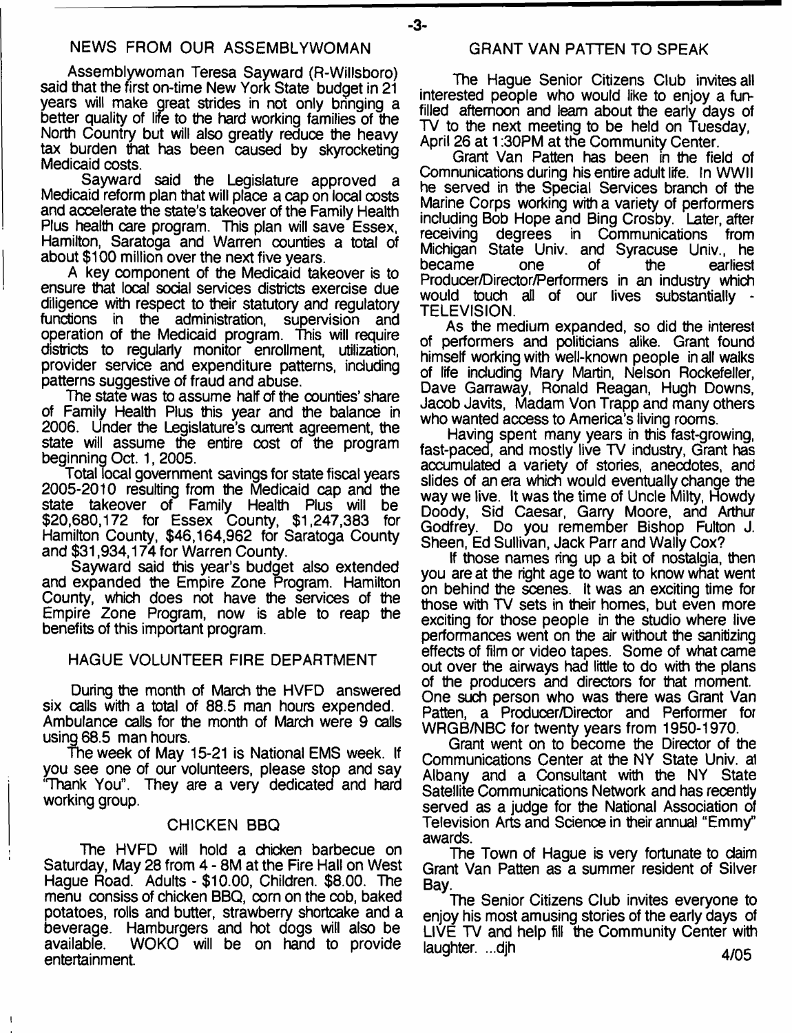## NEWS FROM OUR ASSEMBLYWOMAN

Assemblywoman Teresa Sayward (R-Willsboro) said that the first on-time New York State budget in 21 years will make great strides in not only bringing a better quality of life to the hard working families of the North Country but will also greatly reduce the heavy tax burden that has been caused by skyrocketing Medicaid costs.

Sayward said the Legislature approved a Medicaid reform plan that will place a cap on local costs and accelerate the state's takeover of the Family Health Plus health care program. This plan will save Essex, Hamilton, Saratoga and Warren counties a total of about $100 million over the next five years.

A key component of the Medicaid takeover is to ensure that local social services districts exercise due diligence with respect to their statutory and regulatory functions in the administration, supervision and operation of the Medicaid program. This will require districts to regularly monitor enrollment, utilization, provider service and expenditure patterns, including patterns suggestive of fraud and abuse.

The state was to assume half of the counties' share of Family Health Plus this year and the balance in 2006. Under the Legislature's current agreement, the state will assume the entire cost of the program beginning Oct. 1, 2005.

Total local government savings for state fiscal years 2005-2010 resulting from the Medicaid cap and the state takeover of Family Health Plus will be $20,680,172 for Essex County, $1,247,383 for Hamilton County, $46,164,962 for Saratoga County and $31,934,174 for Warren County.

Sayward said this year's budget also extended and expanded the Empire Zone Program. Hamilton County, which does not have the services of the Empire Zone Program, now is able to reap the benefits of this important program.

## HAGUE VOLUNTEER FIRE DEPARTMENT

During the month of March the HVFD answered six calls with a total of 88.5 man hours expended. Ambulance calls for the month of March were 9 calls using 68.5 man hours.

The week of May 15-21 is National EMS week. If you see one of our volunteers, please stop and say "Thank You". They are a very dedicated and hard working group.

## CHICKEN BBQ

The HVFD will hold a chicken barbecue on Saturday, May 28 from 4 - 8M at the Fire Hall on West Hague Road. Adults - $10.00, Children. $8.00. The menu consiss of chicken BBQ, corn on the cob, baked potatoes, rolls and butter, strawberry shortcake and a beverage. Hamburgers and hot dogs will also be available. WOKO will be on hand to provide entertainment.

## GRANT VAN PATTEN TO SPEAK

The Hague Senior Citizens Club invites all interested people who would like to enjoy a fun-filled afternoon and learn about the early days of TV to the next meeting to be held on Tuesday, April 26 at 1:30PM at the Community Center.

Grant Van Patten has been in the field of Communications during his entire adult life. In WWII he served in the Special Services branch of the Marine Corps working with a variety of performers including Bob Hope and Bing Crosby. Later, after receiving degrees in Communications from Michigan State Univ. and Syracuse Univ., he became one of the earliest Producer/Director/Performers in an industry which would touch all of our lives substantially - TELEVISION.

As the medium expanded, so did the interest of performers and politicians alike. Grant found himself working with well-known people in all walks of life including Mary Martin, Nelson Rockefeller, Dave Garraway, Ronald Reagan, Hugh Downs, Jacob Javits, Madam Von Trapp and many others who wanted access to America's living rooms.

Having spent many years in this fast-growing, fast-paced, and mostly live TV industry, Grant has accumulated a variety of stories, anecdotes, and slides of an era which would eventually change the way we live. It was the time of Uncle Milty, Howdy Doody, Sid Caesar, Garry Moore, and Arthur Godfrey. Do you remember Bishop Fulton J. Sheen, Ed Sullivan, Jack Parr and Wally Cox?

If those names ring up a bit of nostalgia, then you are at the right age to want to know what went on behind the scenes. It was an exciting time for those with TV sets in their homes, but even more exciting for those people in the studio where live performances went on the air without the sanitizing effects of film or video tapes. Some of what came out over the airways had little to do with the plans of the producers and directors for that moment. One such person who was there was Grant Van Patten, a Producer/Director and Performer for WRGB/NBC for twenty years from 1950-1970.

Grant went on to become the Director of the Communications Center at the NY State Univ. at Albany and a Consultant with the NY State Satellite Communications Network and has recently served as a judge for the National Association of Television Arts and Science in their annual "Emmy" awards.

The Town of Hague is very fortunate to claim Grant Van Patten as a summer resident of Silver Bay.

The Senior Citizens Club invites everyone to enjoy his most amusing stories of the early days of LIVE TV and help fill the Community Center with laughter. ...djh

4/05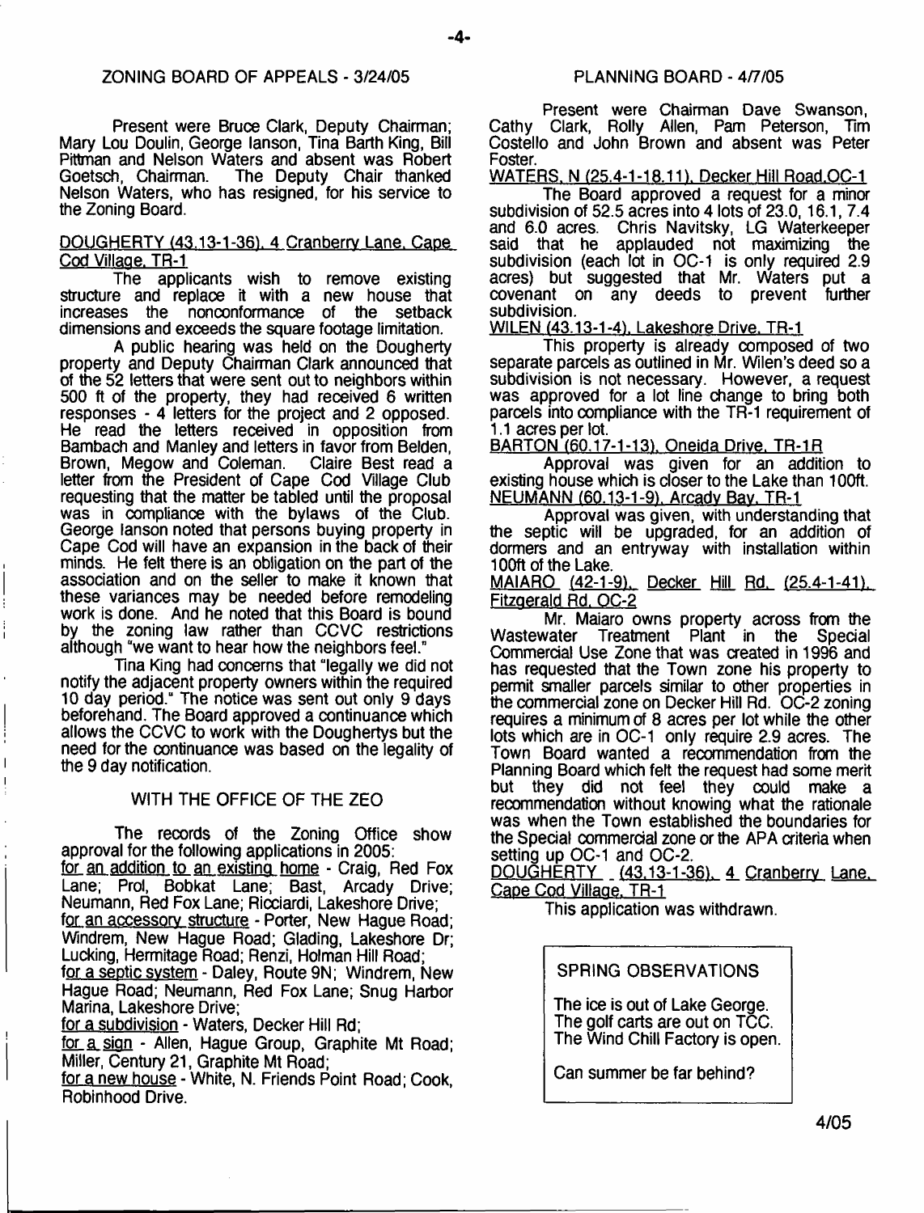## ZONING BOARD OF APPEALS - 3/24/05

Present were Bruce Clark, Deputy Chairman; Mary Lou Doulin, George Ianson, Tina Barth King, Bill Pittman and Nelson Waters and absent was Robert Goetsch, Chairman. The Deputy Chair thanked Nelson Waters, who has resigned, for his service to the Zoning Board.

DOUGHERTY (43.13-1-36), 4 Cranberry Lane, Cape Cod Village, TR-1

The applicants wish to remove existing structure and replace it with a new house that increases the nonconformance of the setback dimensions and exceeds the square footage limitation.

A public hearing was held on the Dougherty property and Deputy Chairman Clark announced that of the 52 letters that were sent out to neighbors within 500 ft of the property, they had received 6 written responses - 4 letters for the project and 2 opposed. He read the letters received in opposition from Bambach and Manley and letters in favor from Belden, Brown, Megow and Coleman. Claire Best read a letter from the President of Cape Cod Village Club requesting that the matter be tabled until the proposal was in compliance with the bylaws of the Club. George Ianson noted that persons buying property in Cape Cod will have an expansion in the back of their minds. He felt there is an obligation on the part of the association and on the seller to make it known that these variances may be needed before remodeling work is done. And he noted that this Board is bound by the zoning law rather than CCVC restrictions although "we want to hear how the neighbors feel."

Tina King had concerns that "legally we did not notify the adjacent property owners within the required 10 day period." The notice was sent out only 9 days beforehand. The Board approved a continuance which allows the CCVC to work with the Doughertys but the need for the continuance was based on the legality of the 9 day notification.

## WITH THE OFFICE OF THE ZEO

The records of the Zoning Office show approval for the following applications in 2005:

for an addition to an existing home - Craig, Red Fox Lane; Prol, Bobkat Lane; Bast, Arcady Drive; Neumann, Red Fox Lane; Ricciardi, Lakeshore Drive;

for an accessory structure - Porter, New Hague Road; Windrem, New Hague Road; Glading, Lakeshore Dr; Lucking, Hermitage Road; Renzi, Holman Hill Road;

for a septic system - Daley, Route 9N; Windrem, New Hague Road; Neumann, Red Fox Lane; Snug Harbor Marina, Lakeshore Drive;

for a subdivision - Waters, Decker Hill Rd;

for a sign - Allen, Hague Group, Graphite Mt Road; Miller, Century 21, Graphite Mt Road;

for a new house - White, N. Friends Point Road; Cook, Robinhood Drive.

## PLANNING BOARD - 4/7/05

Present were Chairman Dave Swanson, Cathy Clark, Rolly Allen, Pam Peterson, Tim Costello and John Brown and absent was Peter Foster.

WATERS, N (25.4-1-18.11), Decker Hill Road, OC-1

The Board approved a request for a minor subdivision of 52.5 acres into 4 lots of 23.0, 16.1, 7.4 and 6.0 acres. Chris Navitsky, LG Waterkeeper said that he applauded not maximizing the subdivision (each lot in OC-1 is only required 2.9 acres) but suggested that Mr. Waters put a covenant on any deeds to prevent further subdivision.

WILEN (43.13-1-4), Lakeshore Drive, TR-1

This property is already composed of two separate parcels as outlined in Mr. Wilen's deed so a subdivision is not necessary. However, a request was approved for a lot line change to bring both parcels into compliance with the TR-1 requirement of 1.1 acres per lot.

BARTON (60.17-1-13), Oneida Drive, TR-1R

Approval was given for an addition to existing house which is closer to the Lake than 100ft.

NEUMANN (60.13-1-9), Arcady Bay, TR-1

Approval was given, with understanding that the septic will be upgraded, for an addition of dormers and an entryway with installation within 100ft of the Lake.

MAIARO (42-1-9), Decker Hill Rd. (25.4-1-41), Fitzgerald Rd, OC-2

Mr. Maiaro owns property across from the Wastewater Treatment Plant in the Special Commercial Use Zone that was created in 1996 and has requested that the Town zone his property to permit smaller parcels similar to other properties in the commercial zone on Decker Hill Rd. OC-2 zoning requires a minimum of 8 acres per lot while the other lots which are in OC-1 only require 2.9 acres. The Town Board wanted a recommendation from the Planning Board which felt the request had some merit but they did not feel they could make a recommendation without knowing what the rationale was when the Town established the boundaries for the Special commercial zone or the APA criteria when setting up OC-1 and OC-2.

DOUGHERTY (43.13-1-36), 4 Cranberry Lane, Cape Cod Village, TR-1

This application was withdrawn.

> SPRING OBSERVATIONS
>
> The ice is out of Lake George.
> The golf carts are out on TCC.
> The Wind Chill Factory is open.
>
> Can summer be far behind?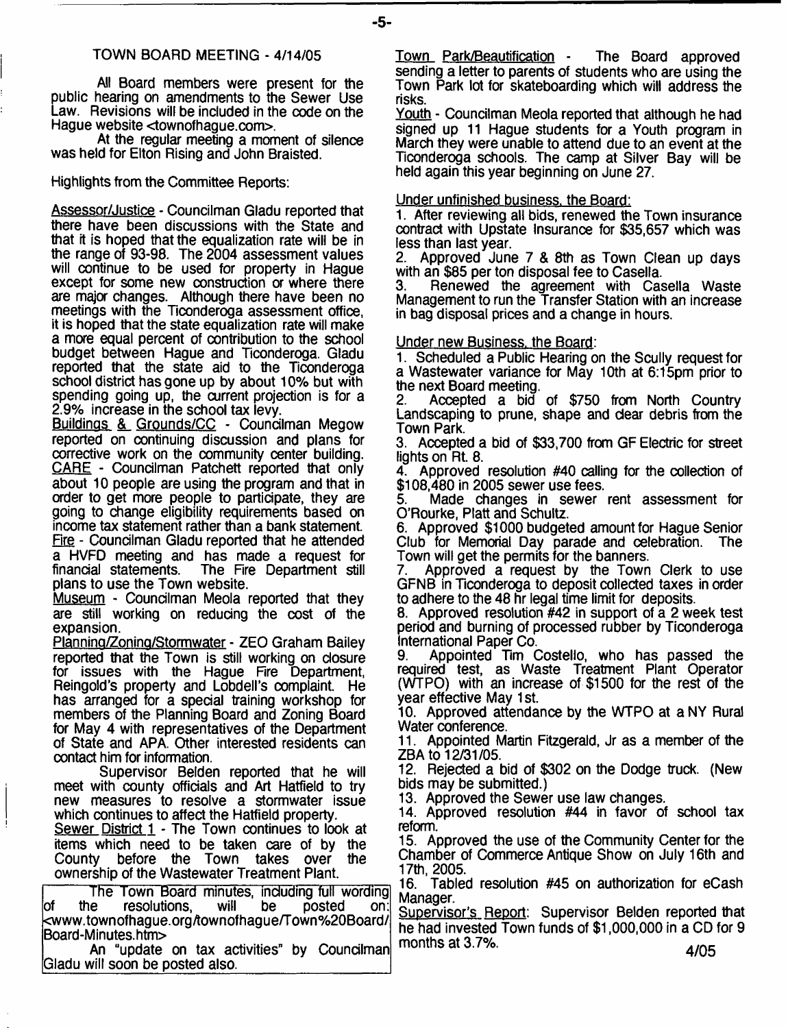## TOWN BOARD MEETING - 4/14/05

All Board members were present for the public hearing on amendments to the Sewer Use Law. Revisions will be included in the code on the Hague website <townofhague.com>.

At the regular meeting a moment of silence was held for Elton Rising and John Braisted.

Highlights from the Committee Reports:

Assessor/Justice - Councilman Gladu reported that there have been discussions with the State and that it is hoped that the equalization rate will be in the range of 93-98. The 2004 assessment values will continue to be used for property in Hague except for some new construction or where there are major changes. Although there have been no meetings with the Ticonderoga assessment office, it is hoped that the state equalization rate will make a more equal percent of contribution to the school budget between Hague and Ticonderoga. Gladu reported that the state aid to the Ticonderoga school district has gone up by about 10% but with spending going up, the current projection is for a 2.9% increase in the school tax levy.

Buildings & Grounds/CC - Councilman Megow reported on continuing discussion and plans for corrective work on the community center building.

CARE - Councilman Patchett reported that only about 10 people are using the program and that in order to get more people to participate, they are going to change eligibility requirements based on income tax statement rather than a bank statement.

Fire - Councilman Gladu reported that he attended a HVFD meeting and has made a request for financial statements. The Fire Department still plans to use the Town website.

Museum - Councilman Meola reported that they are still working on reducing the cost of the expansion.

Planning/Zoning/Stormwater - ZEO Graham Bailey reported that the Town is still working on closure for issues with the Hague Fire Department, Reingold's property and Lobdell's complaint. He has arranged for a special training workshop for members of the Planning Board and Zoning Board for May 4 with representatives of the Department of State and APA. Other interested residents can contact him for information.

Supervisor Belden reported that he will meet with county officials and Art Hatfield to try new measures to resolve a stormwater issue which continues to affect the Hatfield property.

Sewer District 1 - The Town continues to look at items which need to be taken care of by the County before the Town takes over the ownership of the Wastewater Treatment Plant.

> The Town Board minutes, including full wording of the resolutions, will be posted on: <www.townofhague.org/townofhague/Town%20Board/Board-Minutes.htm>
>
> An "update on tax activities" by Councilman Gladu will soon be posted also.

Town Park/Beautification - The Board approved sending a letter to parents of students who are using the Town Park lot for skateboarding which will address the risks.

Youth - Councilman Meola reported that although he had signed up 11 Hague students for a Youth program in March they were unable to attend due to an event at the Ticonderoga schools. The camp at Silver Bay will be held again this year beginning on June 27.

Under unfinished business, the Board:

1. After reviewing all bids, renewed the Town insurance contract with Upstate Insurance for $35,657 which was less than last year.
2. Approved June 7 & 8th as Town Clean up days with an $85 per ton disposal fee to Casella.
3. Renewed the agreement with Casella Waste Management to run the Transfer Station with an increase in bag disposal prices and a change in hours.

Under new Business, the Board:

1. Scheduled a Public Hearing on the Scully request for a Wastewater variance for May 10th at 6:15pm prior to the next Board meeting.
2. Accepted a bid of $750 from North Country Landscaping to prune, shape and clear debris from the Town Park.
3. Accepted a bid of $33,700 from GF Electric for street lights on Rt. 8.
4. Approved resolution #40 calling for the collection of $108,480 in 2005 sewer use fees.
5. Made changes in sewer rent assessment for O'Rourke, Platt and Schultz.
6. Approved $1000 budgeted amount for Hague Senior Club for Memorial Day parade and celebration. The Town will get the permits for the banners.
7. Approved a request by the Town Clerk to use GFNB in Ticonderoga to deposit collected taxes in order to adhere to the 48 hr legal time limit for deposits.
8. Approved resolution #42 in support of a 2 week test period and burning of processed rubber by Ticonderoga International Paper Co.
9. Appointed Tim Costello, who has passed the required test, as Waste Treatment Plant Operator (WTPO) with an increase of $1500 for the rest of the year effective May 1st.
10. Approved attendance by the WTPO at a NY Rural Water conference.
11. Appointed Martin Fitzgerald, Jr as a member of the ZBA to 12/31/05.
12. Rejected a bid of $302 on the Dodge truck. (New bids may be submitted.)
13. Approved the Sewer use law changes.
14. Approved resolution #44 in favor of school tax reform.
15. Approved the use of the Community Center for the Chamber of Commerce Antique Show on July 16th and 17th, 2005.
16. Tabled resolution #45 on authorization for eCash Manager.

Supervisor's Report: Supervisor Belden reported that he had invested Town funds of $1,000,000 in a CD for 9 months at 3.7%.

4/05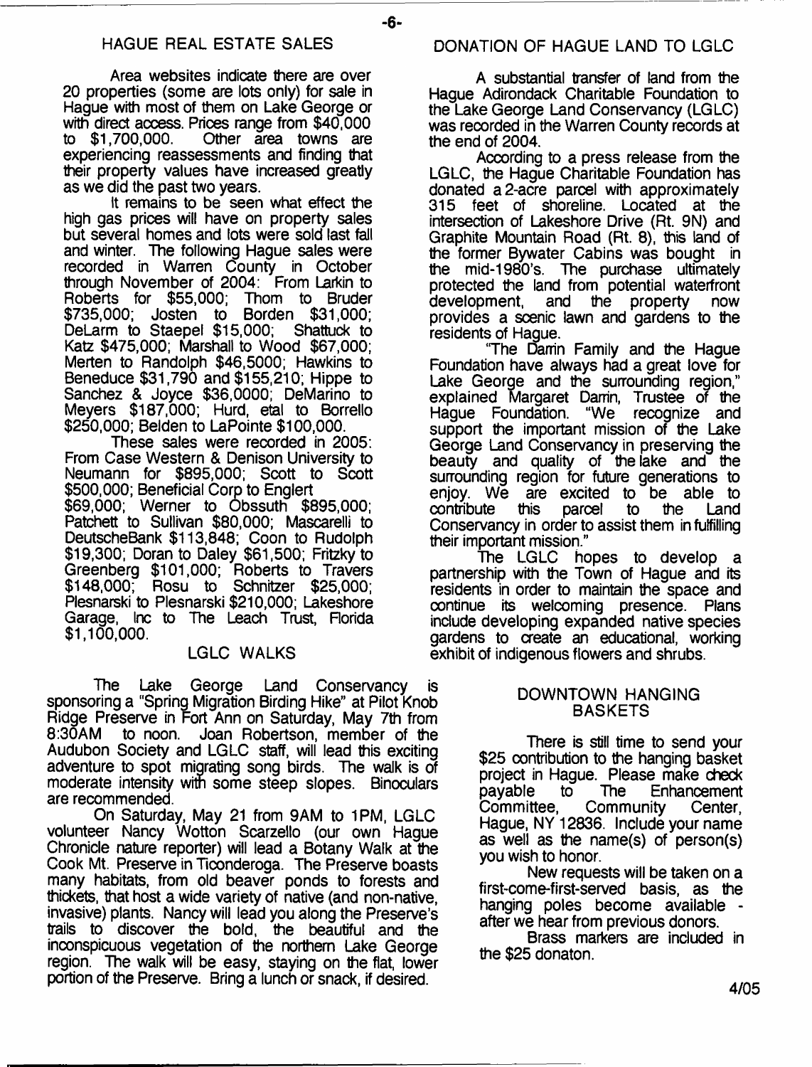## HAGUE REAL ESTATE SALES

Area websites indicate there are over 20 properties (some are lots only) for sale in Hague with most of them on Lake George or with direct access. Prices range from \$40,000 to \$1,700,000. Other area towns are experiencing reassessments and finding that their property values have increased greatly as we did the past two years.

It remains to be seen what effect the high gas prices will have on property sales but several homes and lots were sold last fall and winter. The following Hague sales were recorded in Warren County in October through November of 2004: From Larkin to Roberts for \$55,000; Thom to Bruder \$735,000; Josten to Borden \$31,000; DeLarm to Staepel \$15,000; Shattuck to Katz \$475,000; Marshall to Wood \$67,000; Merten to Randolph \$46,5000; Hawkins to Beneduce \$31,790 and \$155,210; Hippe to Sanchez & Joyce \$36,0000; DeMarino to Meyers \$187,000; Hurd, etal to Borrello \$250,000; Belden to LaPointe \$100,000.

These sales were recorded in 2005: From Case Western & Denison University to Neumann for \$895,000; Scott to Scott \$500,000; Beneficial Corp to Englert \$69,000; Werner to Obssuth \$895,000; Patchett to Sullivan \$80,000; Mascarelli to DeutscheBank \$113,848; Coon to Rudolph \$19,300; Doran to Daley \$61,500; Fritzky to Greenberg \$101,000; Roberts to Travers \$148,000; Rosu to Schnitzer \$25,000; Plesnarski to Plesnarski \$210,000; Lakeshore Garage, Inc to The Leach Trust, Florida \$1,100,000.

## LGLC WALKS

The Lake George Land Conservancy is sponsoring a "Spring Migration Birding Hike" at Pilot Knob Ridge Preserve in Fort Ann on Saturday, May 7th from 8:30AM to noon. Joan Robertson, member of the Audubon Society and LGLC staff, will lead this exciting adventure to spot migrating song birds. The walk is of moderate intensity with some steep slopes. Binoculars are recommended.

On Saturday, May 21 from 9AM to 1PM, LGLC volunteer Nancy Wotton Scarzello (our own Hague Chronicle nature reporter) will lead a Botany Walk at the Cook Mt. Preserve in Ticonderoga. The Preserve boasts many habitats, from old beaver ponds to forests and thickets, that host a wide variety of native (and non-native, invasive) plants. Nancy will lead you along the Preserve's trails to discover the bold, the beautiful and the inconspicuous vegetation of the northern Lake George region. The walk will be easy, staying on the flat, lower portion of the Preserve. Bring a lunch or snack, if desired.

## DONATION OF HAGUE LAND TO LGLC

A substantial transfer of land from the Hague Adirondack Charitable Foundation to the Lake George Land Conservancy (LGLC) was recorded in the Warren County records at the end of 2004.

According to a press release from the LGLC, the Hague Charitable Foundation has donated a 2-acre parcel with approximately 315 feet of shoreline. Located at the intersection of Lakeshore Drive (Rt. 9N) and Graphite Mountain Road (Rt. 8), this land of the former Bywater Cabins was bought in the mid-1980's. The purchase ultimately protected the land from potential waterfront development, and the property now provides a scenic lawn and gardens to the residents of Hague.

"The Darrin Family and the Hague Foundation have always had a great love for Lake George and the surrounding region," explained Margaret Darrin, Trustee of the Hague Foundation. "We recognize and support the important mission of the Lake George Land Conservancy in preserving the beauty and quality of the lake and the surrounding region for future generations to enjoy. We are excited to be able to contribute this parcel to the Land Conservancy in order to assist them in fulfilling their important mission."

The LGLC hopes to develop a partnership with the Town of Hague and its residents in order to maintain the space and continue its welcoming presence. Plans include developing expanded native species gardens to create an educational, working exhibit of indigenous flowers and shrubs.

## DOWNTOWN HANGING BASKETS

There is still time to send your \$25 contribution to the hanging basket project in Hague. Please make check payable to The Enhancement Committee, Community Center, Hague, NY 12836. Include your name as well as the name(s) of person(s) you wish to honor.

New requests will be taken on a first-come-first-served basis, as the hanging poles become available - after we hear from previous donors.

Brass markers are included in the \$25 donaton.

4/05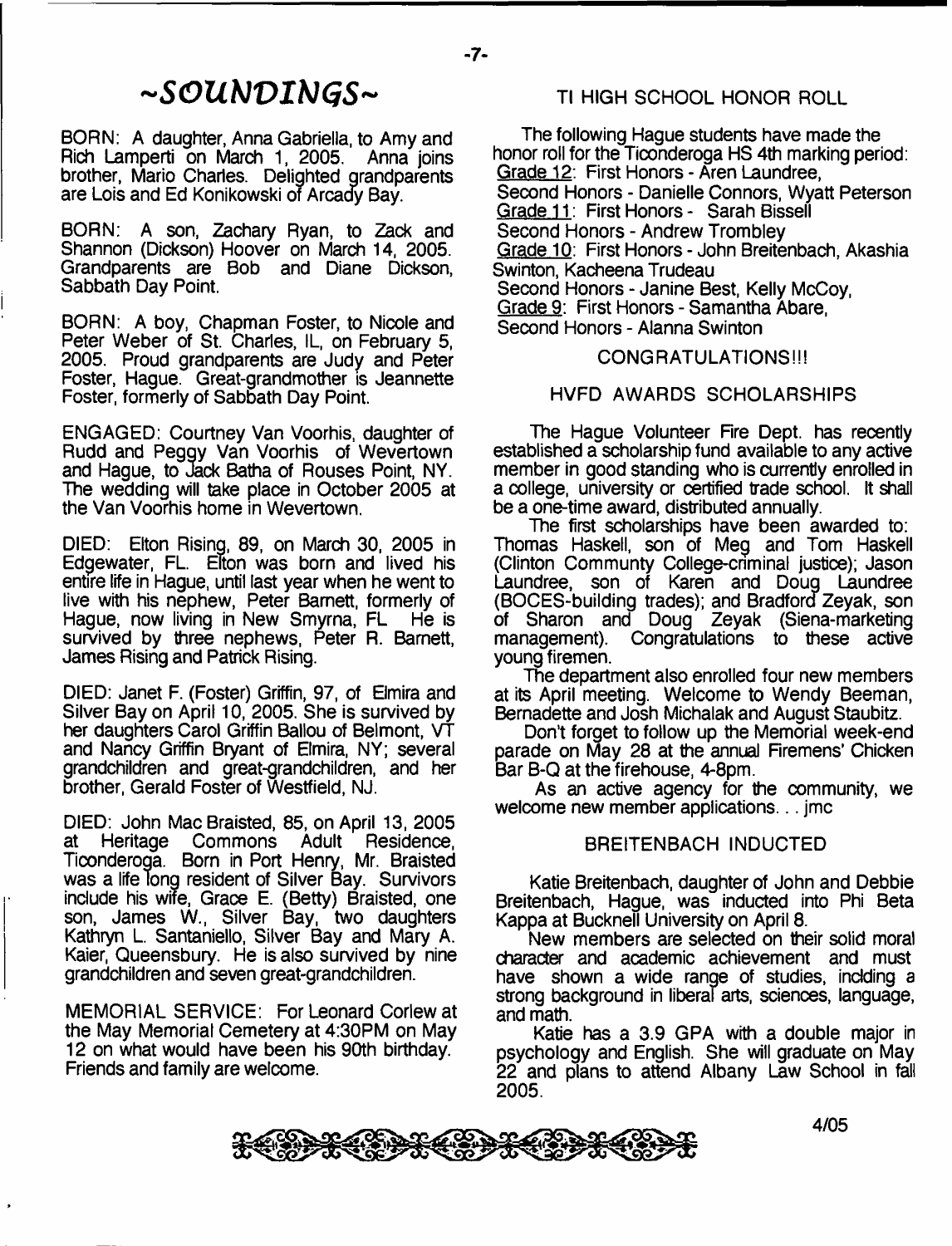# ~SOUNDINGS~

BORN: A daughter, Anna Gabriella, to Amy and Rich Lamperti on March 1, 2005. Anna joins brother, Mario Charles. Delighted grandparents are Lois and Ed Konikowski of Arcady Bay.

BORN: A son, Zachary Ryan, to Zack and Shannon (Dickson) Hoover on March 14, 2005. Grandparents are Bob and Diane Dickson, Sabbath Day Point.

BORN: A boy, Chapman Foster, to Nicole and Peter Weber of St. Charles, IL, on February 5, 2005. Proud grandparents are Judy and Peter Foster, Hague. Great-grandmother is Jeannette Foster, formerly of Sabbath Day Point.

ENGAGED: Courtney Van Voorhis, daughter of Rudd and Peggy Van Voorhis of Wevertown and Hague, to Jack Batha of Rouses Point, NY. The wedding will take place in October 2005 at the Van Voorhis home in Wevertown.

DIED: Elton Rising, 89, on March 30, 2005 in Edgewater, FL. Elton was born and lived his entire life in Hague, until last year when he went to live with his nephew, Peter Barnett, formerly of Hague, now living in New Smyrna, FL He is survived by three nephews, Peter R. Barnett, James Rising and Patrick Rising.

DIED: Janet F. (Foster) Griffin, 97, of Elmira and Silver Bay on April 10, 2005. She is survived by her daughters Carol Griffin Ballou of Belmont, VT and Nancy Griffin Bryant of Elmira, NY; several grandchildren and great-grandchildren, and her brother, Gerald Foster of Westfield, NJ.

DIED: John Mac Braisted, 85, on April 13, 2005 at Heritage Commons Adult Residence, Ticonderoga. Born in Port Henry, Mr. Braisted was a life long resident of Silver Bay. Survivors include his wife, Grace E. (Betty) Braisted, one son, James W., Silver Bay, two daughters Kathryn L. Santaniello, Silver Bay and Mary A. Kaier, Queensbury. He is also survived by nine grandchildren and seven great-grandchildren.

MEMORIAL SERVICE: For Leonard Corlew at the May Memorial Cemetery at 4:30PM on May 12 on what would have been his 90th birthday. Friends and family are welcome.

## TI HIGH SCHOOL HONOR ROLL

The following Hague students have made the honor roll for the Ticonderoga HS 4th marking period:
Grade 12: First Honors - Aren Laundree,
Second Honors - Danielle Connors, Wyatt Peterson
Grade 11: First Honors - Sarah Bissell
Second Honors - Andrew Trombley
Grade 10: First Honors - John Breitenbach, Akashia Swinton, Kacheena Trudeau
Second Honors - Janine Best, Kelly McCoy,
Grade 9: First Honors - Samantha Abare,
Second Honors - Alanna Swinton

CONGRATULATIONS!!!

## HVFD AWARDS SCHOLARSHIPS

The Hague Volunteer Fire Dept. has recently established a scholarship fund available to any active member in good standing who is currently enrolled in a college, university or certified trade school. It shall be a one-time award, distributed annually.

The first scholarships have been awarded to: Thomas Haskell, son of Meg and Tom Haskell (Clinton Communty College-criminal justice); Jason Laundree, son of Karen and Doug Laundree (BOCES-building trades); and Bradford Zeyak, son of Sharon and Doug Zeyak (Siena-marketing management). Congratulations to these active young firemen.

The department also enrolled four new members at its April meeting. Welcome to Wendy Beeman, Bernadette and Josh Michalak and August Staubitz.

Don't forget to follow up the Memorial week-end parade on May 28 at the annual Firemens' Chicken Bar B-Q at the firehouse, 4-8pm.

As an active agency for the community, we welcome new member applications. . . jmc

## BREITENBACH INDUCTED

Katie Breitenbach, daughter of John and Debbie Breitenbach, Hague, was inducted into Phi Beta Kappa at Bucknell University on April 8.

New members are selected on their solid moral character and academic achievement and must have shown a wide range of studies, incldng a strong background in liberal arts, sciences, language, and math.

Katie has a 3.9 GPA with a double major in psychology and English. She will graduate on May 22 and plans to attend Albany Law School in fall 2005.

4/05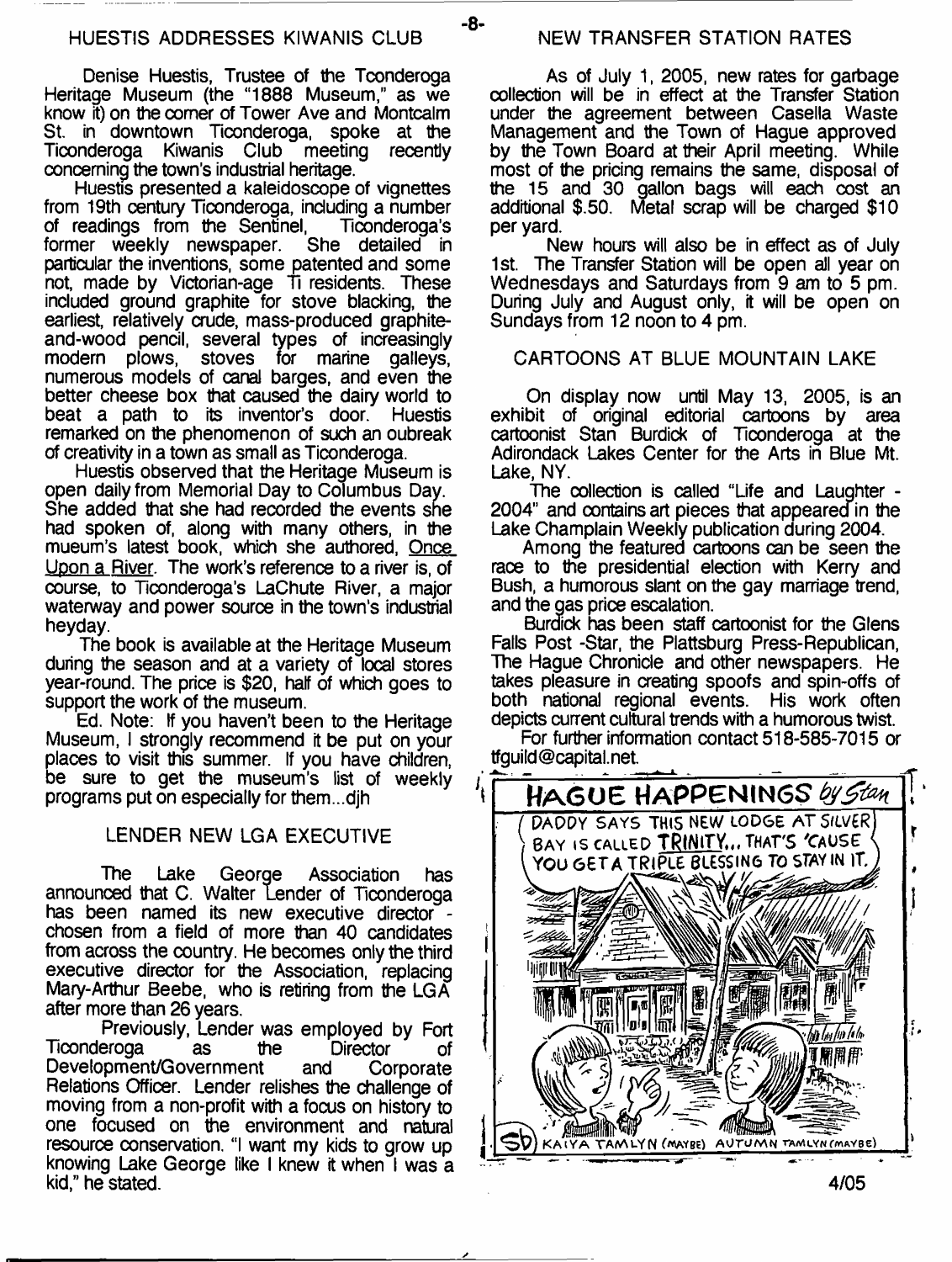## HUESTIS ADDRESSES KIWANIS CLUB

Denise Huestis, Trustee of the Tconderoga Heritage Museum (the "1888 Museum," as we know it) on the corner of Tower Ave and Montcalm St. in downtown Ticonderoga, spoke at the Ticonderoga Kiwanis Club meeting recently concerning the town's industrial heritage.

Huestis presented a kaleidoscope of vignettes from 19th century Ticonderoga, including a number of readings from the Sentinel, Ticonderoga's former weekly newspaper. She detailed in particular the inventions, some patented and some not, made by Victorian-age Ti residents. These included ground graphite for stove blacking, the earliest, relatively crude, mass-produced graphite-and-wood pencil, several types of increasingly modern plows, stoves for marine galleys, numerous models of canal barges, and even the better cheese box that caused the dairy world to beat a path to its inventor's door. Huestis remarked on the phenomenon of such an oubreak of creativity in a town as small as Ticonderoga.

Huestis observed that the Heritage Museum is open daily from Memorial Day to Columbus Day. She added that she had recorded the events she had spoken of, along with many others, in the mueum's latest book, which she authored, Once Upon a River. The work's reference to a river is, of course, to Ticonderoga's LaChute River, a major waterway and power source in the town's industrial heyday.

The book is available at the Heritage Museum during the season and at a variety of local stores year-round. The price is $20, half of which goes to support the work of the museum.

Ed. Note: If you haven't been to the Heritage Museum, I strongly recommend it be put on your places to visit this summer. If you have children, be sure to get the museum's list of weekly programs put on especially for them...djh

## LENDER NEW LGA EXECUTIVE

The Lake George Association has announced that C. Walter Lender of Ticonderoga has been named its new executive director - chosen from a field of more than 40 candidates from across the country. He becomes only the third executive director for the Association, replacing Mary-Arthur Beebe, who is retiring from the LGA after more than 26 years.

Previously, Lender was employed by Fort Ticonderoga as the Director of Development/Government and Corporate Relations Officer. Lender relishes the challenge of moving from a non-profit with a focus on history to one focused on the environment and natural resource conservation. "I want my kids to grow up knowing Lake George like I knew it when I was a kid," he stated.

## NEW TRANSFER STATION RATES

As of July 1, 2005, new rates for garbage collection will be in effect at the Transfer Station under the agreement between Casella Waste Management and the Town of Hague approved by the Town Board at their April meeting. While most of the pricing remains the same, disposal of the 15 and 30 gallon bags will each cost an additional $.50. Metal scrap will be charged $10 per yard.

New hours will also be in effect as of July 1st. The Transfer Station will be open all year on Wednesdays and Saturdays from 9 am to 5 pm. During July and August only, it will be open on Sundays from 12 noon to 4 pm.

## CARTOONS AT BLUE MOUNTAIN LAKE

On display now until May 13, 2005, is an exhibit of original editorial cartoons by area cartoonist Stan Burdick of Ticonderoga at the Adirondack Lakes Center for the Arts in Blue Mt. Lake, NY.

The collection is called "Life and Laughter - 2004" and contains art pieces that appeared in the Lake Champlain Weekly publication during 2004.

Among the featured cartoons can be seen the race to the presidential election with Kerry and Bush, a humorous slant on the gay marriage trend, and the gas price escalation.

Burdick has been staff cartoonist for the Glens Falls Post -Star, the Plattsburg Press-Republican, The Hague Chronicle and other newspapers. He takes pleasure in creating spoofs and spin-offs of both national regional events. His work often depicts current cultural trends with a humorous twist.

For further information contact 518-585-7015 or tfguild@capital.net.

HAGUE HAPPENINGS by Stan

DADDY SAYS THIS NEW LODGE AT SILVER BAY IS CALLED TRINITY... THAT'S 'CAUSE YOU GET A TRIPLE BLESSING TO STAY IN IT.

KAIYA TAMLYN (MAYBE) AUTUMN TAMLYN (MAYBE)

4/05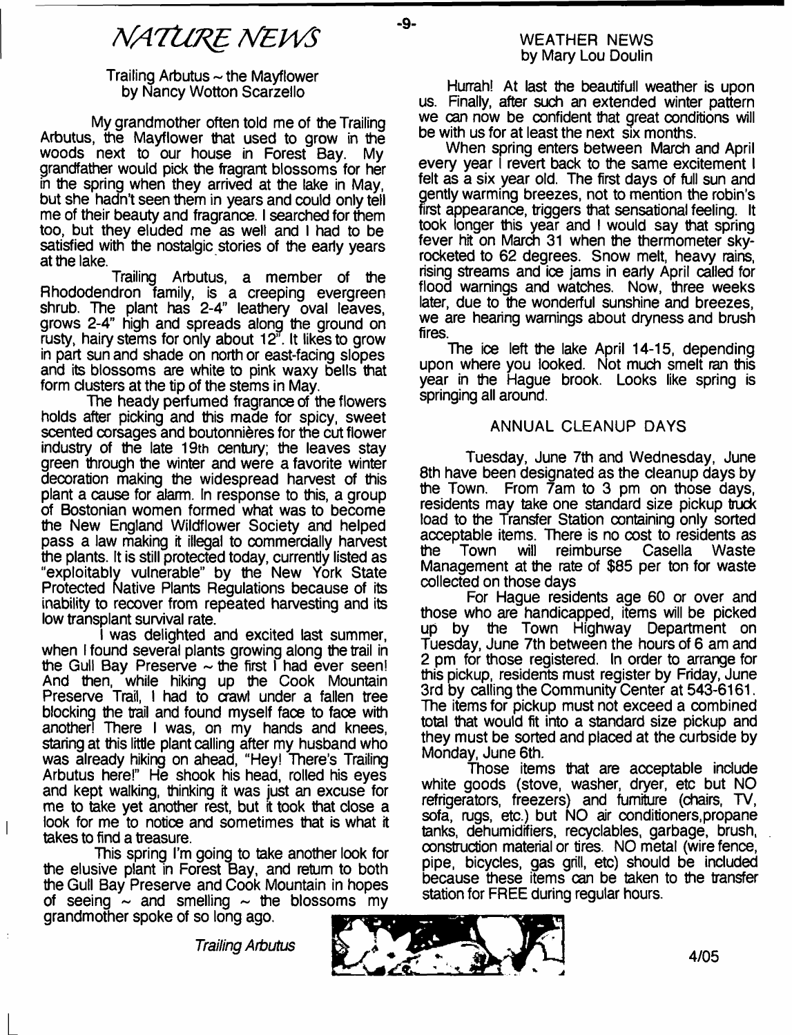# NATURE NEWS

## Trailing Arbutus ~ the Mayflower
by Nancy Wotton Scarzello

My grandmother often told me of the Trailing Arbutus, the Mayflower that used to grow in the woods next to our house in Forest Bay. My grandfather would pick the fragrant blossoms for her in the spring when they arrived at the lake in May, but she hadn't seen them in years and could only tell me of their beauty and fragrance. I searched for them too, but they eluded me as well and I had to be satisfied with the nostalgic stories of the early years at the lake.

Trailing Arbutus, a member of the Rhododendron family, is a creeping evergreen shrub. The plant has 2-4" leathery oval leaves, grows 2-4" high and spreads along the ground on rusty, hairy stems for only about 12". It likes to grow in part sun and shade on north or east-facing slopes and its blossoms are white to pink waxy bells that form clusters at the tip of the stems in May.

The heady perfumed fragrance of the flowers holds after picking and this made for spicy, sweet scented corsages and boutonnières for the cut flower industry of the late 19th century; the leaves stay green through the winter and were a favorite winter decoration making the widespread harvest of this plant a cause for alarm. In response to this, a group of Bostonian women formed what was to become the New England Wildflower Society and helped pass a law making it illegal to commercially harvest the plants. It is still protected today, currently listed as "exploitably vulnerable" by the New York State Protected Native Plants Regulations because of its inability to recover from repeated harvesting and its low transplant survival rate.

I was delighted and excited last summer, when I found several plants growing along the trail in the Gull Bay Preserve ~ the first I had ever seen! And then, while hiking up the Cook Mountain Preserve Trail, I had to crawl under a fallen tree blocking the trail and found myself face to face with another! There I was, on my hands and knees, staring at this little plant calling after my husband who was already hiking on ahead, "Hey! There's Trailing Arbutus here!" He shook his head, rolled his eyes and kept walking, thinking it was just an excuse for me to take yet another rest, but it took that close a look for me to notice and sometimes that is what it takes to find a treasure.

This spring I'm going to take another look for the elusive plant in Forest Bay, and return to both the Gull Bay Preserve and Cook Mountain in hopes of seeing ~ and smelling ~ the blossoms my grandmother spoke of so long ago.

*Trailing Arbutus*

## WEATHER NEWS
by Mary Lou Doulin

Hurrah! At last the beautifull weather is upon us. Finally, after such an extended winter pattern we can now be confident that great conditions will be with us for at least the next six months.

When spring enters between March and April every year I revert back to the same excitement I felt as a six year old. The first days of full sun and gently warming breezes, not to mention the robin's first appearance, triggers that sensational feeling. It took longer this year and I would say that spring fever hit on March 31 when the thermometer skyrocketed to 62 degrees. Snow melt, heavy rains, rising streams and ice jams in early April called for flood warnings and watches. Now, three weeks later, due to the wonderful sunshine and breezes, we are hearing warnings about dryness and brush fires.

The ice left the lake April 14-15, depending upon where you looked. Not much smelt ran this year in the Hague brook. Looks like spring is springing all around.

## ANNUAL CLEANUP DAYS

Tuesday, June 7th and Wednesday, June 8th have been designated as the cleanup days by the Town. From 7am to 3 pm on those days, residents may take one standard size pickup truck load to the Transfer Station containing only sorted acceptable items. There is no cost to residents as the Town will reimburse Casella Waste Management at the rate of $85 per ton for waste collected on those days

For Hague residents age 60 or over and those who are handicapped, items will be picked up by the Town Highway Department on Tuesday, June 7th between the hours of 6 am and 2 pm for those registered. In order to arrange for this pickup, residents must register by Friday, June 3rd by calling the Community Center at 543-6161. The items for pickup must not exceed a combined total that would fit into a standard size pickup and they must be sorted and placed at the curbside by Monday, June 6th.

Those items that are acceptable include white goods (stove, washer, dryer, etc but NO refrigerators, freezers) and furniture (chairs, TV, sofa, rugs, etc.) but NO air conditioners, propane tanks, dehumidifiers, recyclables, garbage, brush, construction material or tires. NO metal (wire fence, pipe, bicycles, gas grill, etc) should be included because these items can be taken to the transfer station for FREE during regular hours.

4/05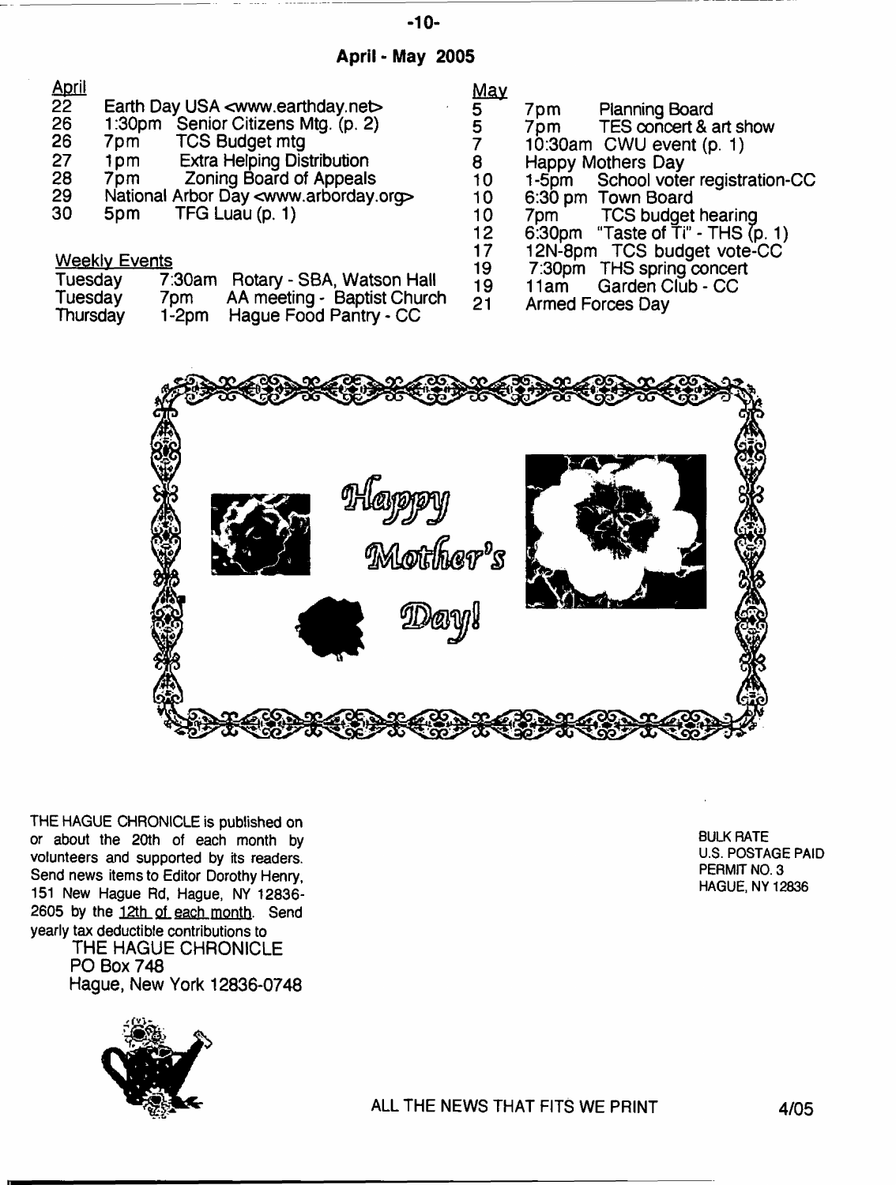## April - May 2005

**April**

22 Earth Day USA <www.earthday.net>
26 1:30pm Senior Citizens Mtg. (p. 2)
26 7pm TCS Budget mtg
27 1pm Extra Helping Distribution
28 7pm Zoning Board of Appeals
29 National Arbor Day <www.arborday.org>
30 5pm TFG Luau (p. 1)

**Weekly Events**

| | | |
|---|---|---|
| Tuesday | 7:30am | Rotary - SBA, Watson Hall |
| Tuesday | 7pm | AA meeting - Baptist Church |
| Thursday | 1-2pm | Hague Food Pantry - CC |

**May**

5 7pm Planning Board
5 7pm TES concert & art show
7 10:30am CWU event (p. 1)
8 Happy Mothers Day
10 1-5pm School voter registration-CC
10 6:30 pm Town Board
10 7pm TCS budget hearing
12 6:30pm "Taste of Ti" - THS (p. 1)
17 12N-8pm TCS budget vote-CC
19 7:30pm THS spring concert
19 11am Garden Club - CC
21 Armed Forces Day

Happy Mother's Day!

THE HAGUE CHRONICLE is published on or about the 20th of each month by volunteers and supported by its readers. Send news items to Editor Dorothy Henry, 151 New Hague Rd, Hague, NY 12836-2605 by the 12th of each month. Send yearly tax deductible contributions to

THE HAGUE CHRONICLE
PO Box 748
Hague, New York 12836-0748

BULK RATE
U.S. POSTAGE PAID
PERMIT NO. 3
HAGUE, NY 12836

ALL THE NEWS THAT FITS WE PRINT 4/05